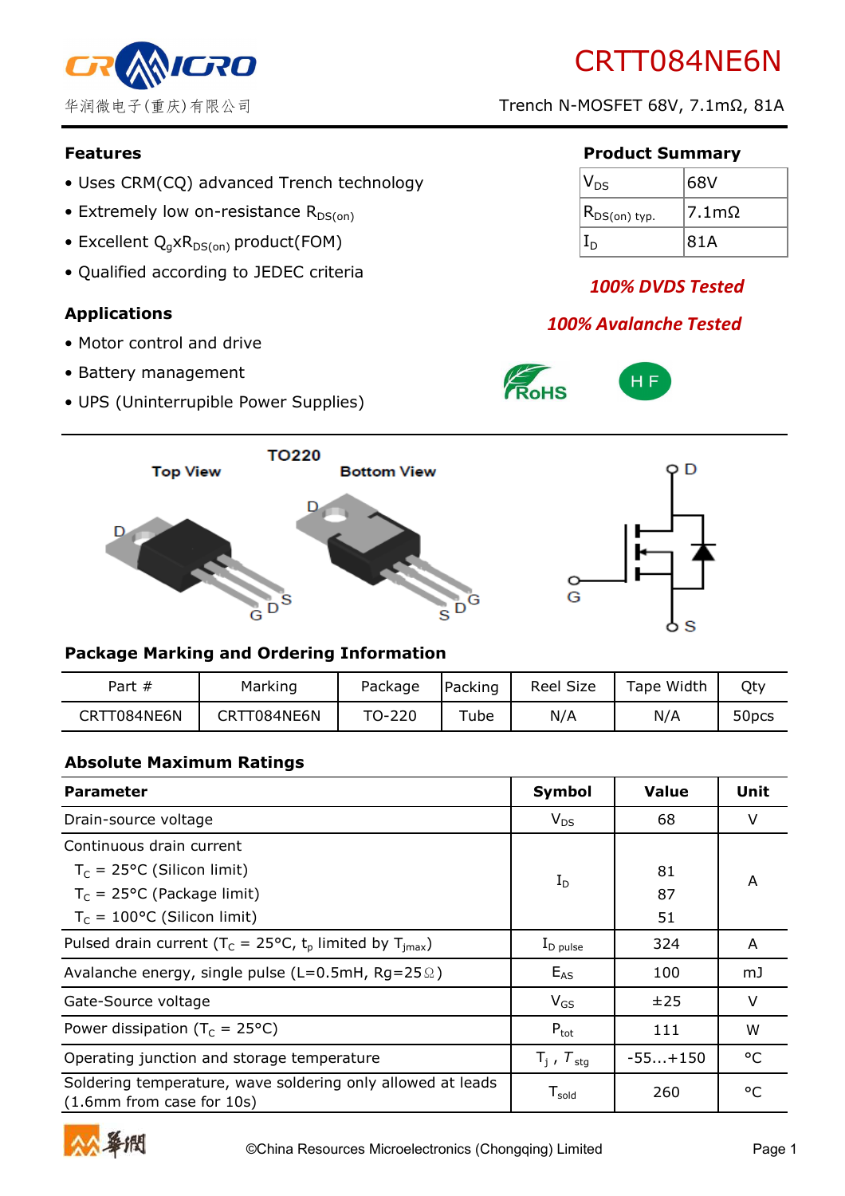# CRTT084NE6N

华润微电子(重庆)有限公司

Trench N-MOSFET 68V, 7.1mΩ, 81A

## Features

- Uses CRM(CQ) advanced Trench technology
- Extremely low on-resistance $R_{DS(on)}$
- Excellent $Q_g$x$R_{DS(on)}$ product(FOM)
- Qualified according to JEDEC criteria

## Product Summary

| | |
|---|---|
| $V_{DS}$ | 68V |
| $R_{DS(on)}$ typ. | 7.1mΩ |
| $I_D$ | 81A |

***100% DVDS Tested***

***100% Avalanche Tested***

RoHS　HF

## Applications

- Motor control and drive
- Battery management
- UPS (Uninterrupible Power Supplies)

TO220

Top View　Bottom View

## Package Marking and Ordering Information

| Part # | Marking | Package | Packing | Reel Size | Tape Width | Qty |
|---|---|---|---|---|---|---|
| CRTT084NE6N | CRTT084NE6N | TO-220 | Tube | N/A | N/A | 50pcs |

## Absolute Maximum Ratings

| Parameter | Symbol | Value | Unit |
|---|---|---|---|
| Drain-source voltage | $V_{DS}$ | 68 | V |
| Continuous drain current<br>$T_C$ = 25°C (Silicon limit)<br>$T_C$ = 25°C (Package limit)<br>$T_C$ = 100°C (Silicon limit) | $I_D$ | <br>81<br>87<br>51 | A |
| Pulsed drain current ($T_C$ = 25°C, $t_p$ limited by $T_{jmax}$) | $I_{D\ pulse}$ | 324 | A |
| Avalanche energy, single pulse (L=0.5mH, Rg=25Ω) | $E_{AS}$ | 100 | mJ |
| Gate-Source voltage | $V_{GS}$ | ±25 | V |
| Power dissipation ($T_C$ = 25°C) | $P_{tot}$ | 111 | W |
| Operating junction and storage temperature | $T_j$ , $T_{stg}$ | -55...+150 | °C |
| Soldering temperature, wave soldering only allowed at leads (1.6mm from case for 10s) | $T_{sold}$ | 260 | °C |

©China Resources Microelectronics (Chongqing) Limited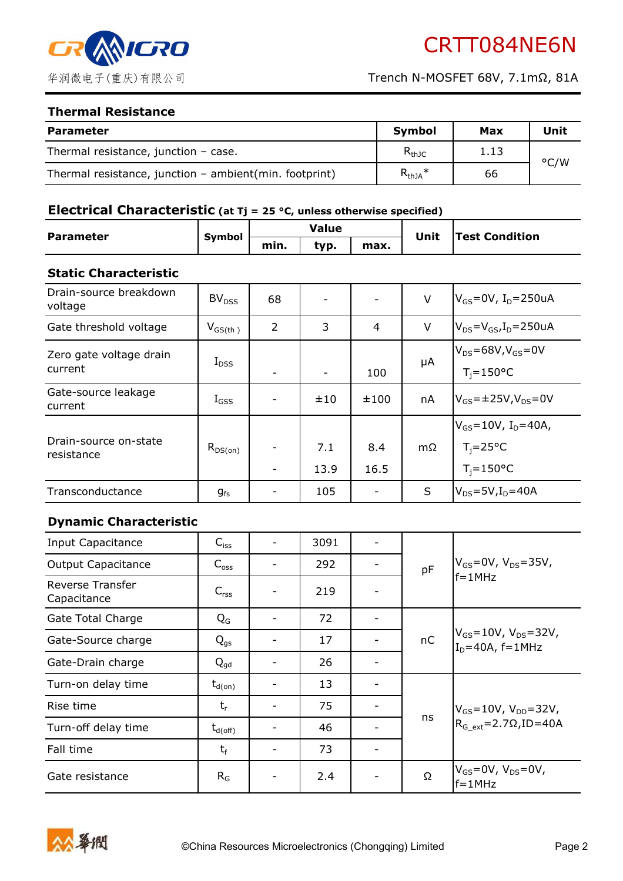## Thermal Resistance

| Parameter | Symbol | Max | Unit |
|---|---|---|---|
| Thermal resistance, junction – case. | $R_{thJC}$ | 1.13 | °C/W |
| Thermal resistance, junction – ambient(min. footprint) | $R_{thJA}$* | 66 | |

## Electrical Characteristic (at Tj = 25 °C, unless otherwise specified)

| Parameter | Symbol | Value | | | Unit | Test Condition |
|---|---|---|---|---|---|---|
| | | min. | typ. | max. | | |
| **Static Characteristic** | | | | | | |
| Drain-source breakdown voltage | $BV_{DSS}$ | 68 | - | - | V | $V_{GS}$=0V, $I_D$=250uA |
| Gate threshold voltage | $V_{GS(th)}$ | 2 | 3 | 4 | V | $V_{DS}$=$V_{GS}$,$I_D$=250uA |
| Zero gate voltage drain current | $I_{DSS}$ | - | - | 100 | μA | $V_{DS}$=68V,$V_{GS}$=0V $T_j$=150°C |
| Gate-source leakage current | $I_{GSS}$ | - | ±10 | ±100 | nA | $V_{GS}$=±25V,$V_{DS}$=0V |
| Drain-source on-state resistance | $R_{DS(on)}$ | - | 7.1 | 8.4 | mΩ | $V_{GS}$=10V, $I_D$=40A, $T_j$=25°C |
| | | - | 13.9 | 16.5 | | $T_j$=150°C |
| Transconductance | $g_{fs}$ | - | 105 | - | S | $V_{DS}$=5V,$I_D$=40A |
| **Dynamic Characteristic** | | | | | | |
| Input Capacitance | $C_{iss}$ | - | 3091 | - | pF | $V_{GS}$=0V, $V_{DS}$=35V, f=1MHz |
| Output Capacitance | $C_{oss}$ | - | 292 | - | | |
| Reverse Transfer Capacitance | $C_{rss}$ | - | 219 | - | | |
| Gate Total Charge | $Q_G$ | - | 72 | - | nC | $V_{GS}$=10V, $V_{DS}$=32V, $I_D$=40A, f=1MHz |
| Gate-Source charge | $Q_{gs}$ | - | 17 | - | | |
| Gate-Drain charge | $Q_{gd}$ | - | 26 | - | | |
| Turn-on delay time | $t_{d(on)}$ | - | 13 | - | ns | $V_{GS}$=10V, $V_{DD}$=32V, $R_{G\_ext}$=2.7Ω,ID=40A |
| Rise time | $t_r$ | - | 75 | - | | |
| Turn-off delay time | $t_{d(off)}$ | - | 46 | - | | |
| Fall time | $t_f$ | - | 73 | - | | |
| Gate resistance | $R_G$ | - | 2.4 | - | Ω | $V_{GS}$=0V, $V_{DS}$=0V, f=1MHz |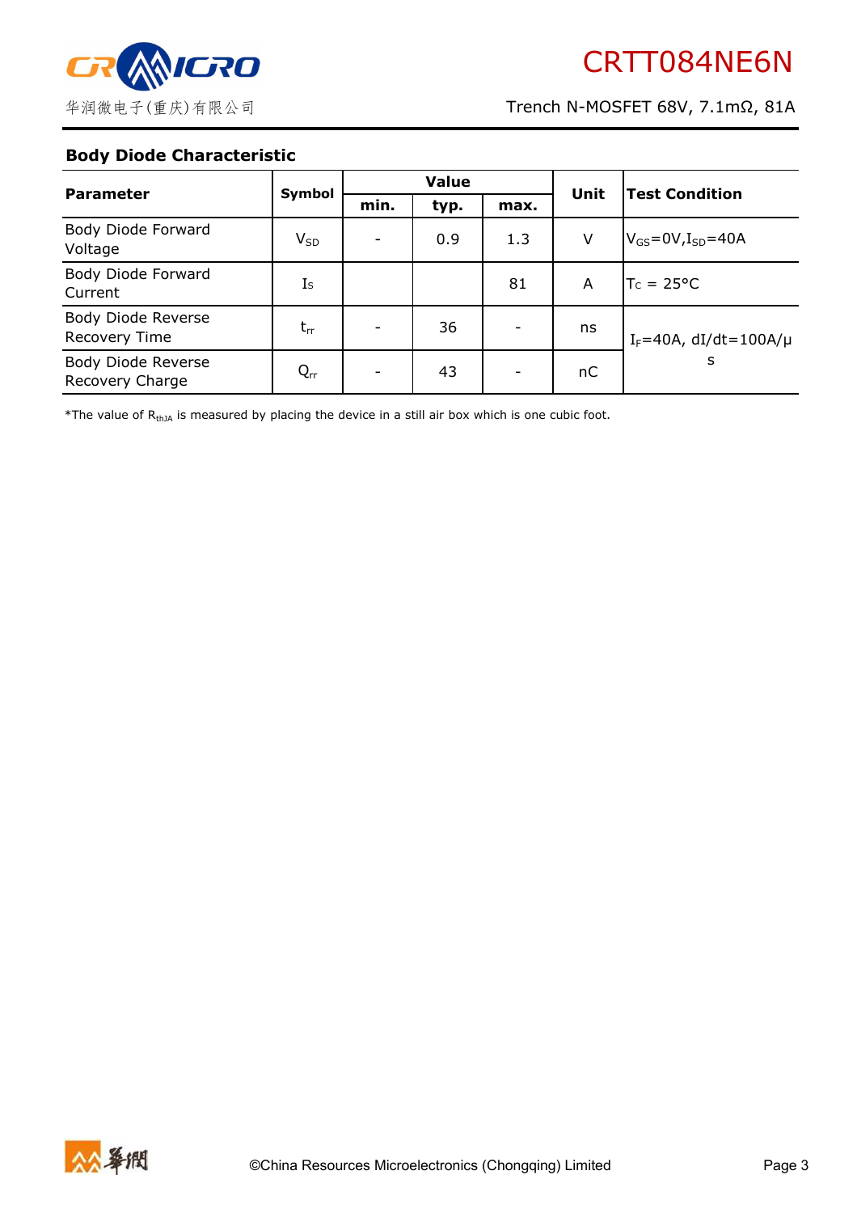## Body Diode Characteristic

| Parameter | Symbol | Value | | | Unit | Test Condition |
|---|---|---|---|---|---|---|
| | | min. | typ. | max. | | |
| Body Diode Forward Voltage | $V_{SD}$ | - | 0.9 | 1.3 | V | $V_{GS}$=0V,$I_{SD}$=40A |
| Body Diode Forward Current | $I_S$ | | | 81 | A | $T_C$ = 25°C |
| Body Diode Reverse Recovery Time | $t_{rr}$ | - | 36 | - | ns | $I_F$=40A, dI/dt=100A/μs |
| Body Diode Reverse Recovery Charge | $Q_{rr}$ | - | 43 | - | nC | $I_F$=40A, dI/dt=100A/μs |

*The value of $R_{thJA}$ is measured by placing the device in a still air box which is one cubic foot.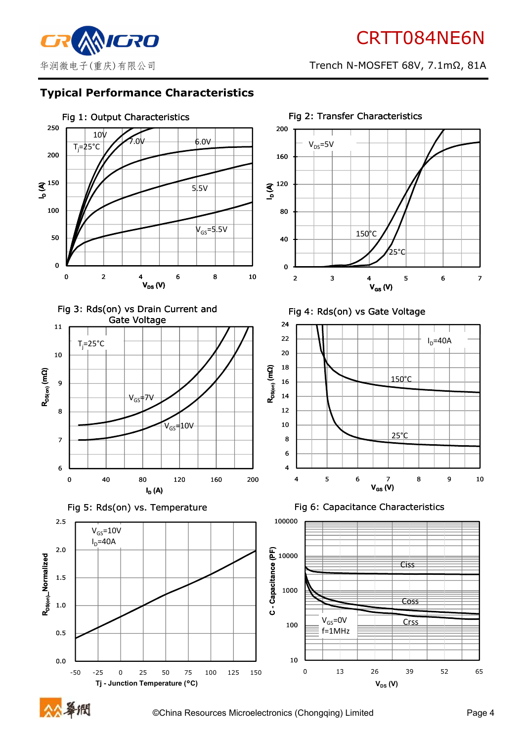## Typical Performance Characteristics

Fig 1: Output Characteristics

Fig 2: Transfer Characteristics

Fig 3: Rds(on) vs Drain Current and Gate Voltage

Fig 4: Rds(on) vs Gate Voltage

Fig 5: Rds(on) vs. Temperature

Fig 6: Capacitance Characteristics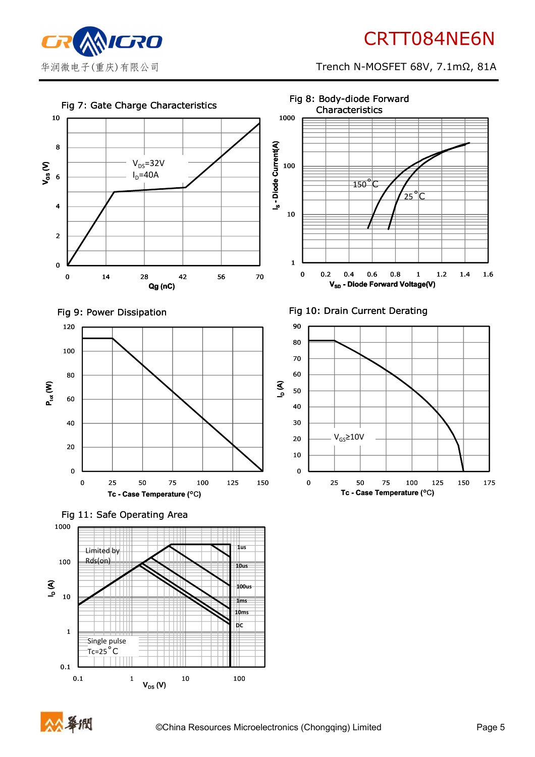Fig 7: Gate Charge Characteristics

$V_{DS}$=32V
$I_D$=40A

$V_{GS}$ (V)

Qg (nC)

Fig 8: Body-diode Forward Characteristics

150 °C
25 °C

$I_S$ - Diode Current(A)

$V_{SD}$ - Diode Forward Voltage(V)

Fig 9: Power Dissipation

$P_{tot}$ (W)

Tc - Case Temperature (°C)

Fig 10: Drain Current Derating

$V_{GS}$≥10V

$I_D$ (A)

Tc - Case Temperature (°C)

Fig 11: Safe Operating Area

Limited by Rds(on)

1us
10us
100us
1ms
10ms
DC

Single pulse
Tc=25 °C

$I_D$ (A)

$V_{DS}$ (V)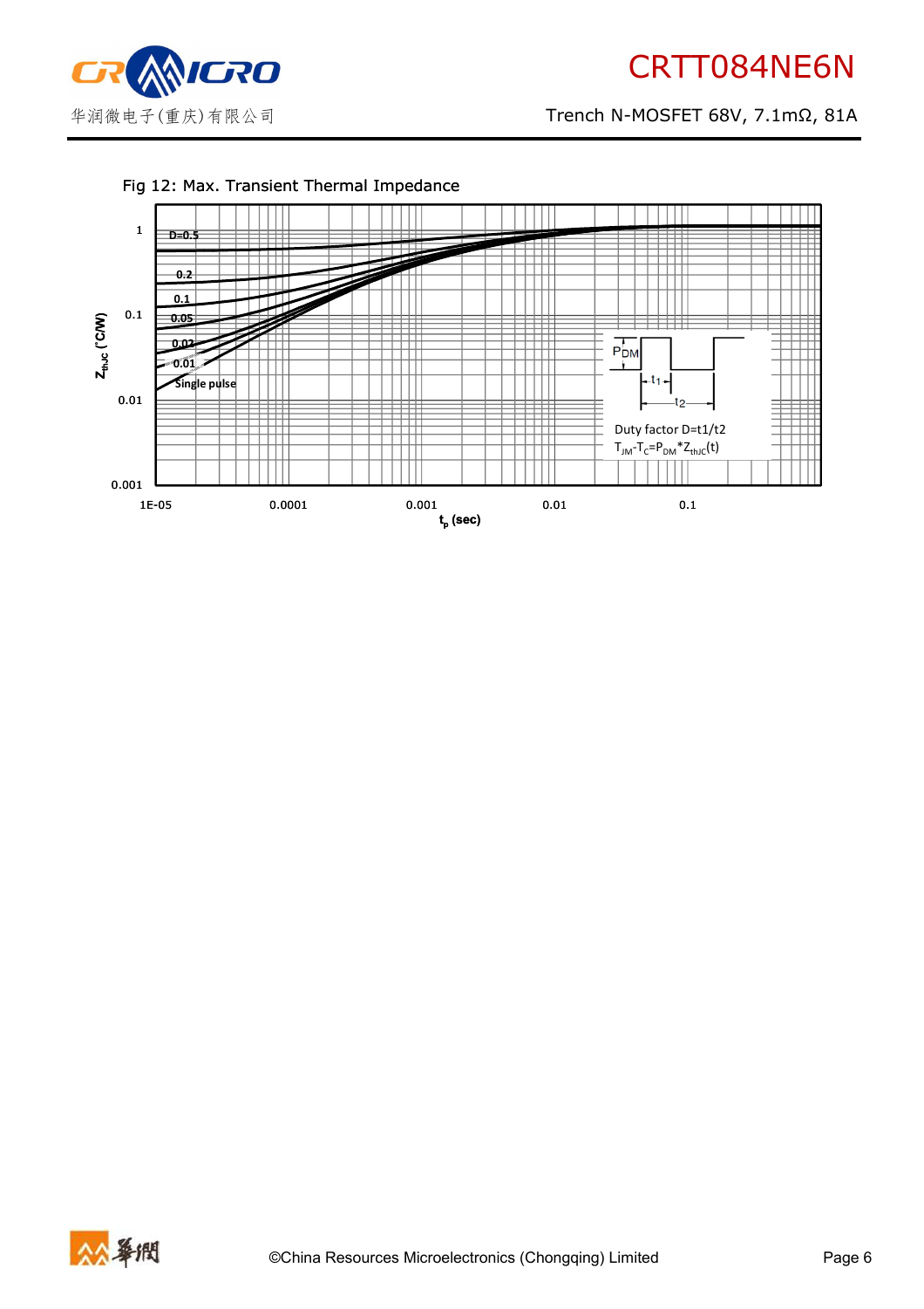Fig 12: Max. Transient Thermal Impedance

D=0.5

0.2

0.1

0.05

0.02

0.01

Single pulse

$P_{DM}$

$t_1$

$t_2$

Duty factor D=t1/t2

$T_{JM}-T_C=P_{DM}*Z_{thJC}(t)$

$Z_{thJC}$ (°C/W)

$t_p$ (sec)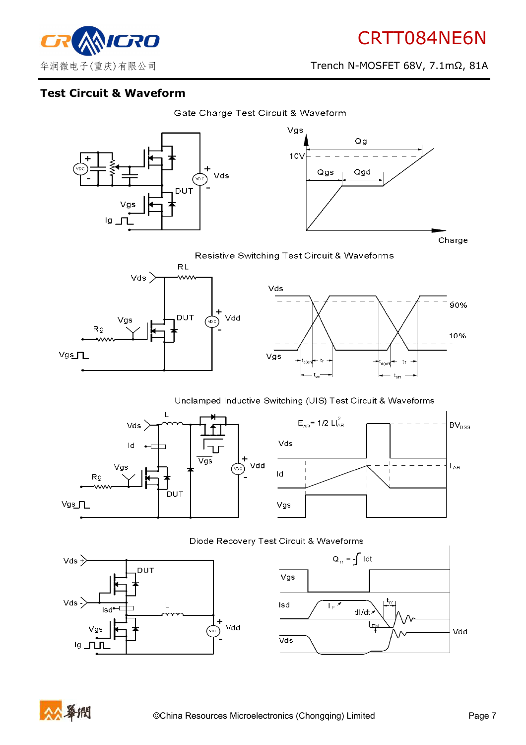## Test Circuit & Waveform

Gate Charge Test Circuit & Waveform

Resistive Switching Test Circuit & Waveforms

Unclamped Inductive Switching (UIS) Test Circuit & Waveforms

Diode Recovery Test Circuit & Waveforms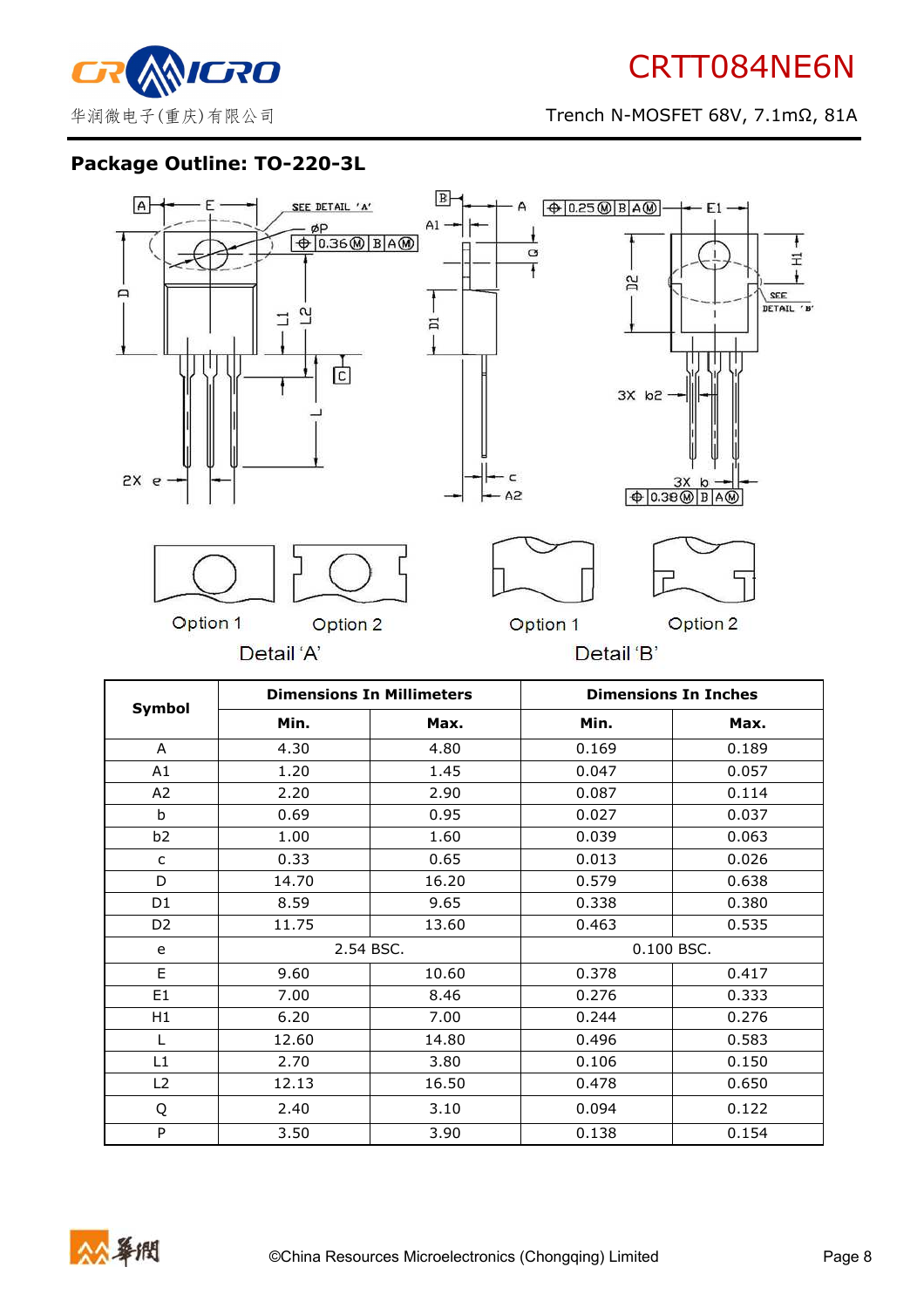## Package Outline: TO-220-3L

Option 1 Option 2

Detail 'A'

Option 1 Option 2

Detail 'B'

| Symbol | Dimensions In Millimeters | | Dimensions In Inches | |
|---|---|---|---|---|
| | Min. | Max. | Min. | Max. |
| A | 4.30 | 4.80 | 0.169 | 0.189 |
| A1 | 1.20 | 1.45 | 0.047 | 0.057 |
| A2 | 2.20 | 2.90 | 0.087 | 0.114 |
| b | 0.69 | 0.95 | 0.027 | 0.037 |
| b2 | 1.00 | 1.60 | 0.039 | 0.063 |
| c | 0.33 | 0.65 | 0.013 | 0.026 |
| D | 14.70 | 16.20 | 0.579 | 0.638 |
| D1 | 8.59 | 9.65 | 0.338 | 0.380 |
| D2 | 11.75 | 13.60 | 0.463 | 0.535 |
| e | 2.54 BSC. | | 0.100 BSC. | |
| E | 9.60 | 10.60 | 0.378 | 0.417 |
| E1 | 7.00 | 8.46 | 0.276 | 0.333 |
| H1 | 6.20 | 7.00 | 0.244 | 0.276 |
| L | 12.60 | 14.80 | 0.496 | 0.583 |
| L1 | 2.70 | 3.80 | 0.106 | 0.150 |
| L2 | 12.13 | 16.50 | 0.478 | 0.650 |
| Q | 2.40 | 3.10 | 0.094 | 0.122 |
| P | 3.50 | 3.90 | 0.138 | 0.154 |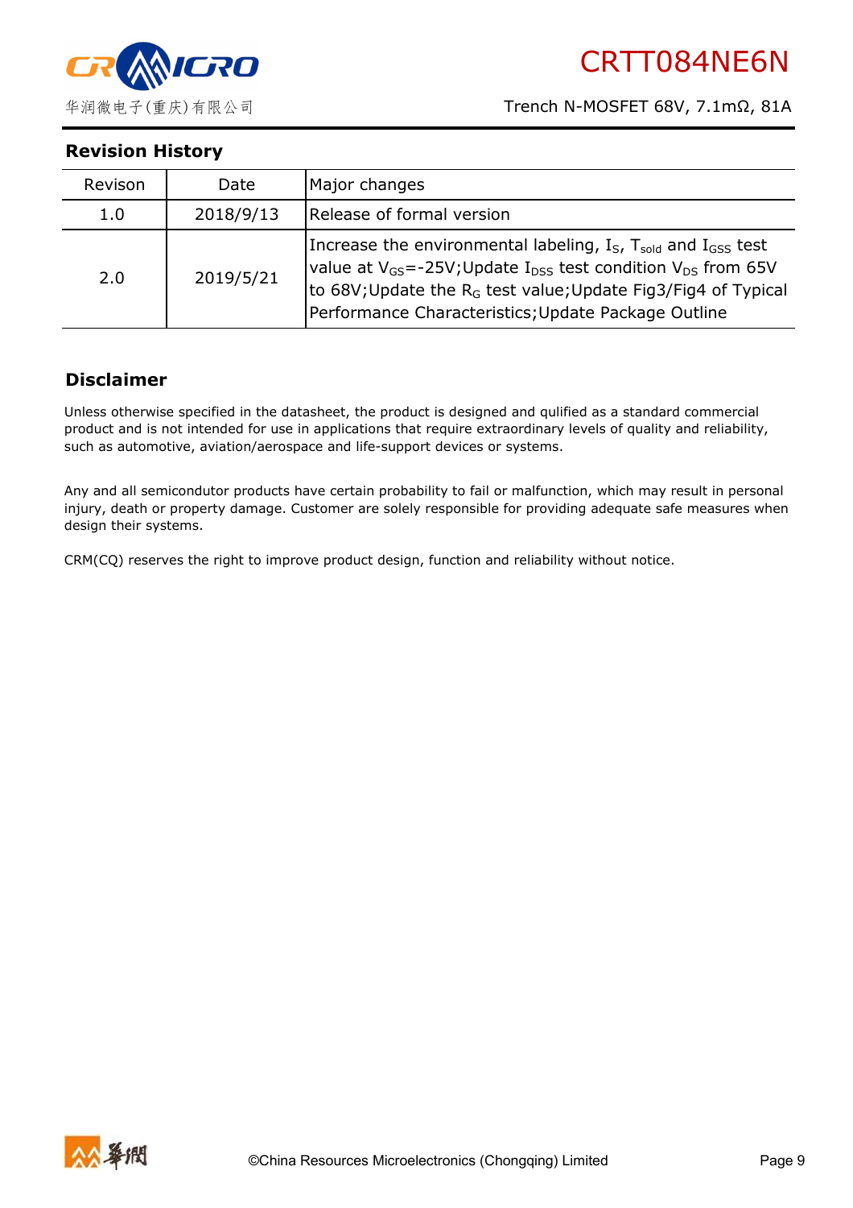## Revision History

| Revison | Date | Major changes |
|---|---|---|
| 1.0 | 2018/9/13 | Release of formal version |
| 2.0 | 2019/5/21 | Increase the environmental labeling, $I_S$, $T_{sold}$ and $I_{GSS}$ test value at $V_{GS}$=-25V;Update $I_{DSS}$ test condition $V_{DS}$ from 65V to 68V;Update the $R_G$ test value;Update Fig3/Fig4 of Typical Performance Characteristics;Update Package Outline |

## Disclaimer

Unless otherwise specified in the datasheet, the product is designed and qulified as a standard commercial product and is not intended for use in applications that require extraordinary levels of quality and reliability, such as automotive, aviation/aerospace and life-support devices or systems.

Any and all semicondutor products have certain probability to fail or malfunction, which may result in personal injury, death or property damage. Customer are solely responsible for providing adequate safe measures when design their systems.

CRM(CQ) reserves the right to improve product design, function and reliability without notice.